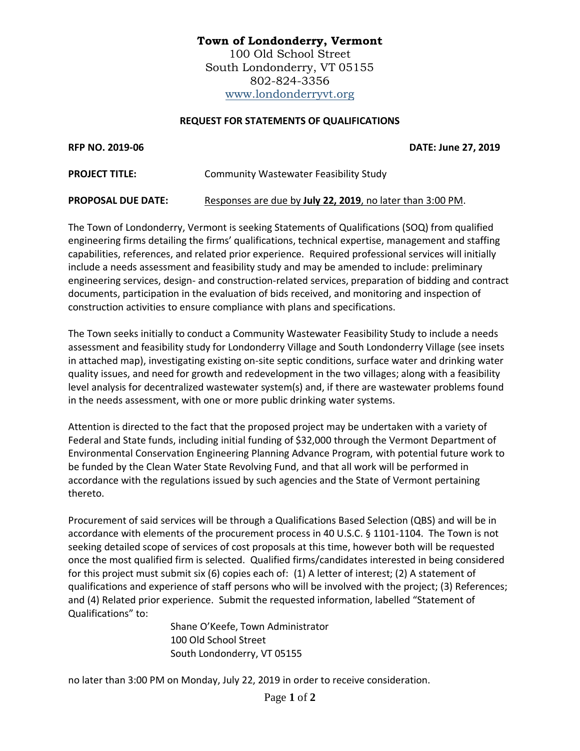**Town of Londonderry, Vermont**
100 Old School Street
South Londonderry, VT 05155
802-824-3356
www.londonderryvt.org

## REQUEST FOR STATEMENTS OF QUALIFICATIONS

**RFP NO. 2019-06** **DATE: June 27, 2019**

**PROJECT TITLE:** Community Wastewater Feasibility Study

**PROPOSAL DUE DATE:** Responses are due by **July 22, 2019**, no later than 3:00 PM.

The Town of Londonderry, Vermont is seeking Statements of Qualifications (SOQ) from qualified engineering firms detailing the firms' qualifications, technical expertise, management and staffing capabilities, references, and related prior experience. Required professional services will initially include a needs assessment and feasibility study and may be amended to include: preliminary engineering services, design- and construction-related services, preparation of bidding and contract documents, participation in the evaluation of bids received, and monitoring and inspection of construction activities to ensure compliance with plans and specifications.

The Town seeks initially to conduct a Community Wastewater Feasibility Study to include a needs assessment and feasibility study for Londonderry Village and South Londonderry Village (see insets in attached map), investigating existing on-site septic conditions, surface water and drinking water quality issues, and need for growth and redevelopment in the two villages; along with a feasibility level analysis for decentralized wastewater system(s) and, if there are wastewater problems found in the needs assessment, with one or more public drinking water systems.

Attention is directed to the fact that the proposed project may be undertaken with a variety of Federal and State funds, including initial funding of $32,000 through the Vermont Department of Environmental Conservation Engineering Planning Advance Program, with potential future work to be funded by the Clean Water State Revolving Fund, and that all work will be performed in accordance with the regulations issued by such agencies and the State of Vermont pertaining thereto.

Procurement of said services will be through a Qualifications Based Selection (QBS) and will be in accordance with elements of the procurement process in 40 U.S.C. § 1101-1104. The Town is not seeking detailed scope of services of cost proposals at this time, however both will be requested once the most qualified firm is selected. Qualified firms/candidates interested in being considered for this project must submit six (6) copies each of: (1) A letter of interest; (2) A statement of qualifications and experience of staff persons who will be involved with the project; (3) References; and (4) Related prior experience. Submit the requested information, labelled "Statement of Qualifications" to:

Shane O'Keefe, Town Administrator
100 Old School Street
South Londonderry, VT 05155

no later than 3:00 PM on Monday, July 22, 2019 in order to receive consideration.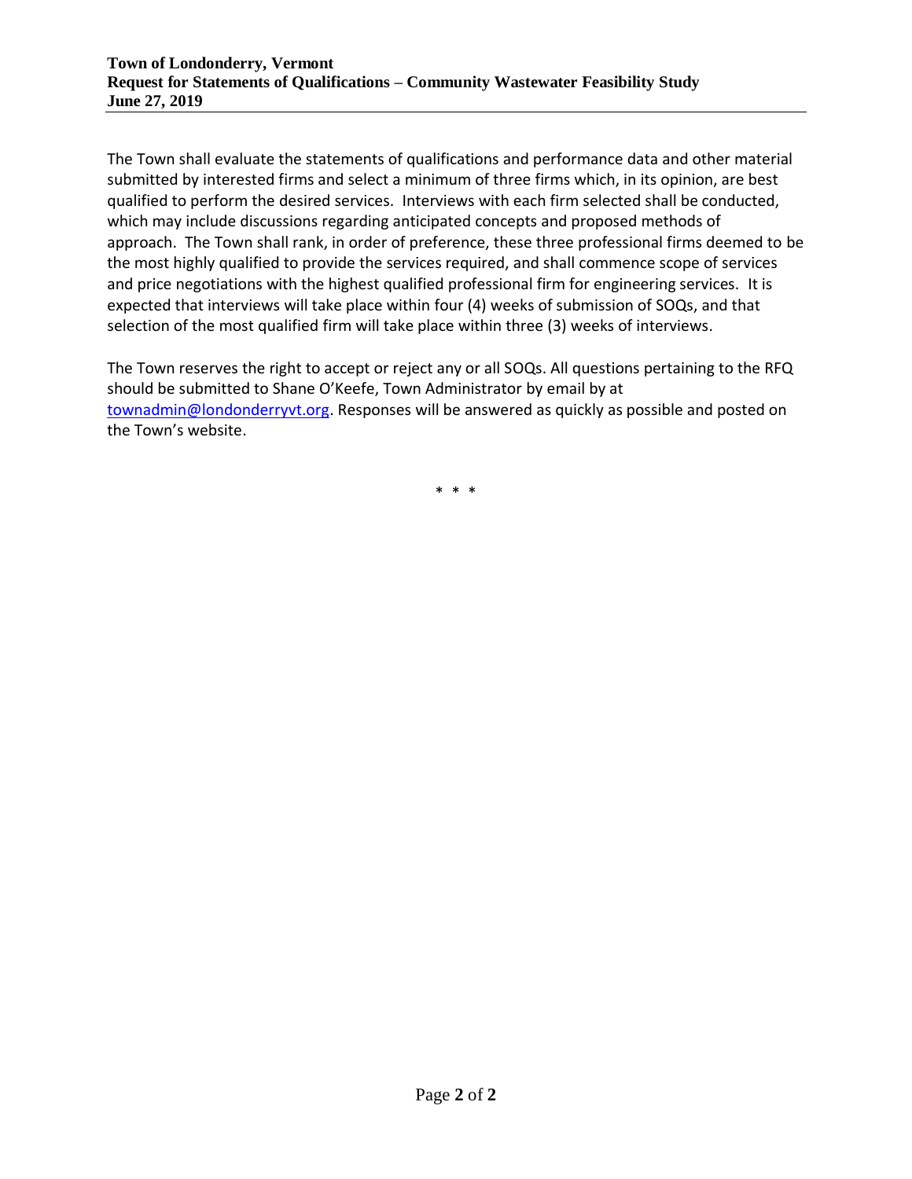The Town shall evaluate the statements of qualifications and performance data and other material submitted by interested firms and select a minimum of three firms which, in its opinion, are best qualified to perform the desired services. Interviews with each firm selected shall be conducted, which may include discussions regarding anticipated concepts and proposed methods of approach. The Town shall rank, in order of preference, these three professional firms deemed to be the most highly qualified to provide the services required, and shall commence scope of services and price negotiations with the highest qualified professional firm for engineering services. It is expected that interviews will take place within four (4) weeks of submission of SOQs, and that selection of the most qualified firm will take place within three (3) weeks of interviews.

The Town reserves the right to accept or reject any or all SOQs. All questions pertaining to the RFQ should be submitted to Shane O'Keefe, Town Administrator by email by at townadmin@londonderryvt.org. Responses will be answered as quickly as possible and posted on the Town's website.

\* \* \*